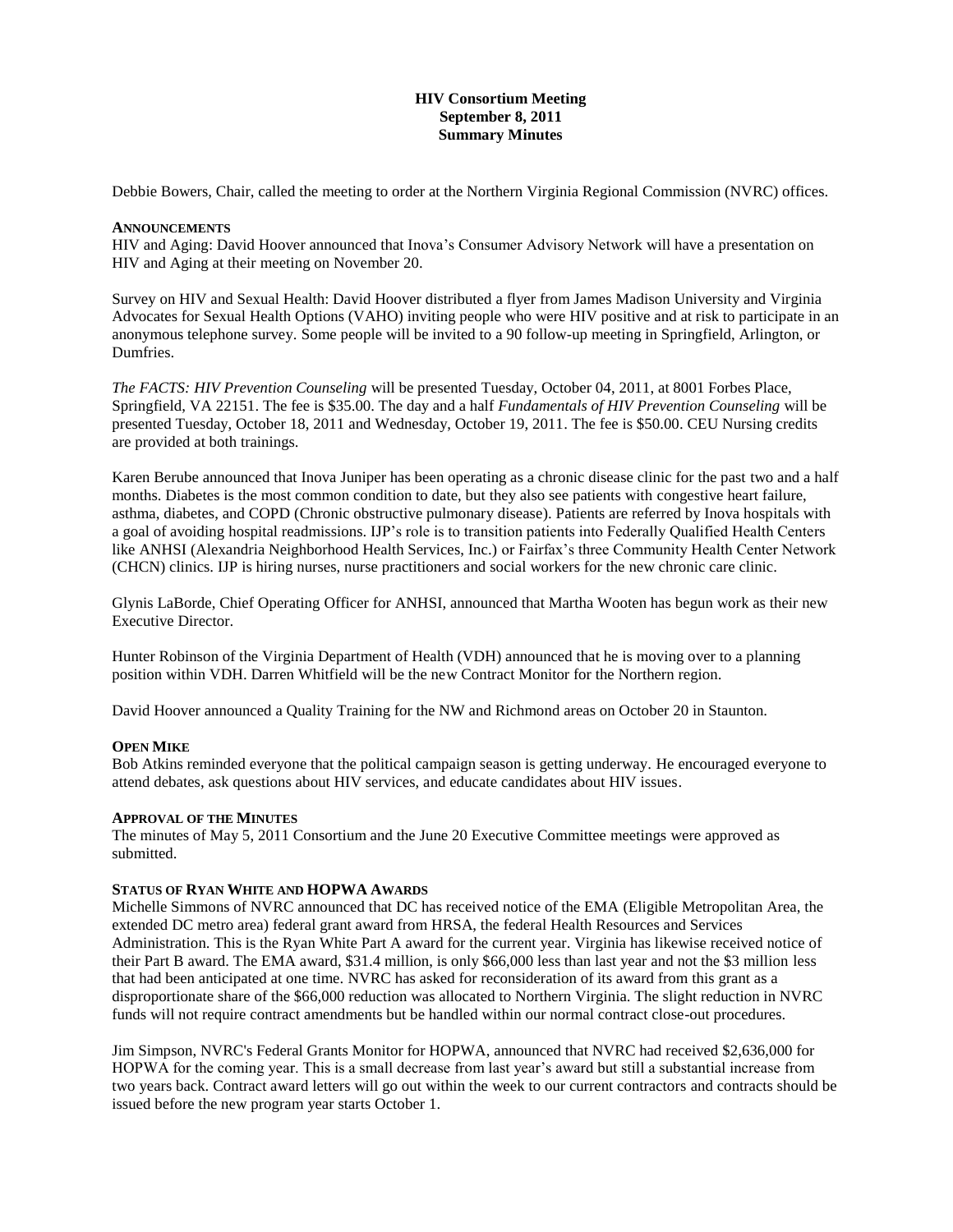**HIV Consortium Meeting**
**September 8, 2011**
**Summary Minutes**

Debbie Bowers, Chair, called the meeting to order at the Northern Virginia Regional Commission (NVRC) offices.

**ANNOUNCEMENTS**

HIV and Aging: David Hoover announced that Inova's Consumer Advisory Network will have a presentation on HIV and Aging at their meeting on November 20.

Survey on HIV and Sexual Health: David Hoover distributed a flyer from James Madison University and Virginia Advocates for Sexual Health Options (VAHO) inviting people who were HIV positive and at risk to participate in an anonymous telephone survey. Some people will be invited to a 90 follow-up meeting in Springfield, Arlington, or Dumfries.

*The FACTS: HIV Prevention Counseling* will be presented Tuesday, October 04, 2011, at 8001 Forbes Place, Springfield, VA 22151. The fee is $35.00. The day and a half *Fundamentals of HIV Prevention Counseling* will be presented Tuesday, October 18, 2011 and Wednesday, October 19, 2011. The fee is $50.00. CEU Nursing credits are provided at both trainings.

Karen Berube announced that Inova Juniper has been operating as a chronic disease clinic for the past two and a half months. Diabetes is the most common condition to date, but they also see patients with congestive heart failure, asthma, diabetes, and COPD (Chronic obstructive pulmonary disease). Patients are referred by Inova hospitals with a goal of avoiding hospital readmissions. IJP's role is to transition patients into Federally Qualified Health Centers like ANHSI (Alexandria Neighborhood Health Services, Inc.) or Fairfax's three Community Health Center Network (CHCN) clinics. IJP is hiring nurses, nurse practitioners and social workers for the new chronic care clinic.

Glynis LaBorde, Chief Operating Officer for ANHSI, announced that Martha Wooten has begun work as their new Executive Director.

Hunter Robinson of the Virginia Department of Health (VDH) announced that he is moving over to a planning position within VDH. Darren Whitfield will be the new Contract Monitor for the Northern region.

David Hoover announced a Quality Training for the NW and Richmond areas on October 20 in Staunton.

**OPEN MIKE**

Bob Atkins reminded everyone that the political campaign season is getting underway. He encouraged everyone to attend debates, ask questions about HIV services, and educate candidates about HIV issues.

**APPROVAL OF THE MINUTES**

The minutes of May 5, 2011 Consortium and the June 20 Executive Committee meetings were approved as submitted.

**STATUS OF RYAN WHITE AND HOPWA AWARDS**

Michelle Simmons of NVRC announced that DC has received notice of the EMA (Eligible Metropolitan Area, the extended DC metro area) federal grant award from HRSA, the federal Health Resources and Services Administration. This is the Ryan White Part A award for the current year. Virginia has likewise received notice of their Part B award. The EMA award, $31.4 million, is only $66,000 less than last year and not the $3 million less that had been anticipated at one time. NVRC has asked for reconsideration of its award from this grant as a disproportionate share of the $66,000 reduction was allocated to Northern Virginia. The slight reduction in NVRC funds will not require contract amendments but be handled within our normal contract close-out procedures.

Jim Simpson, NVRC's Federal Grants Monitor for HOPWA, announced that NVRC had received $2,636,000 for HOPWA for the coming year. This is a small decrease from last year's award but still a substantial increase from two years back. Contract award letters will go out within the week to our current contractors and contracts should be issued before the new program year starts October 1.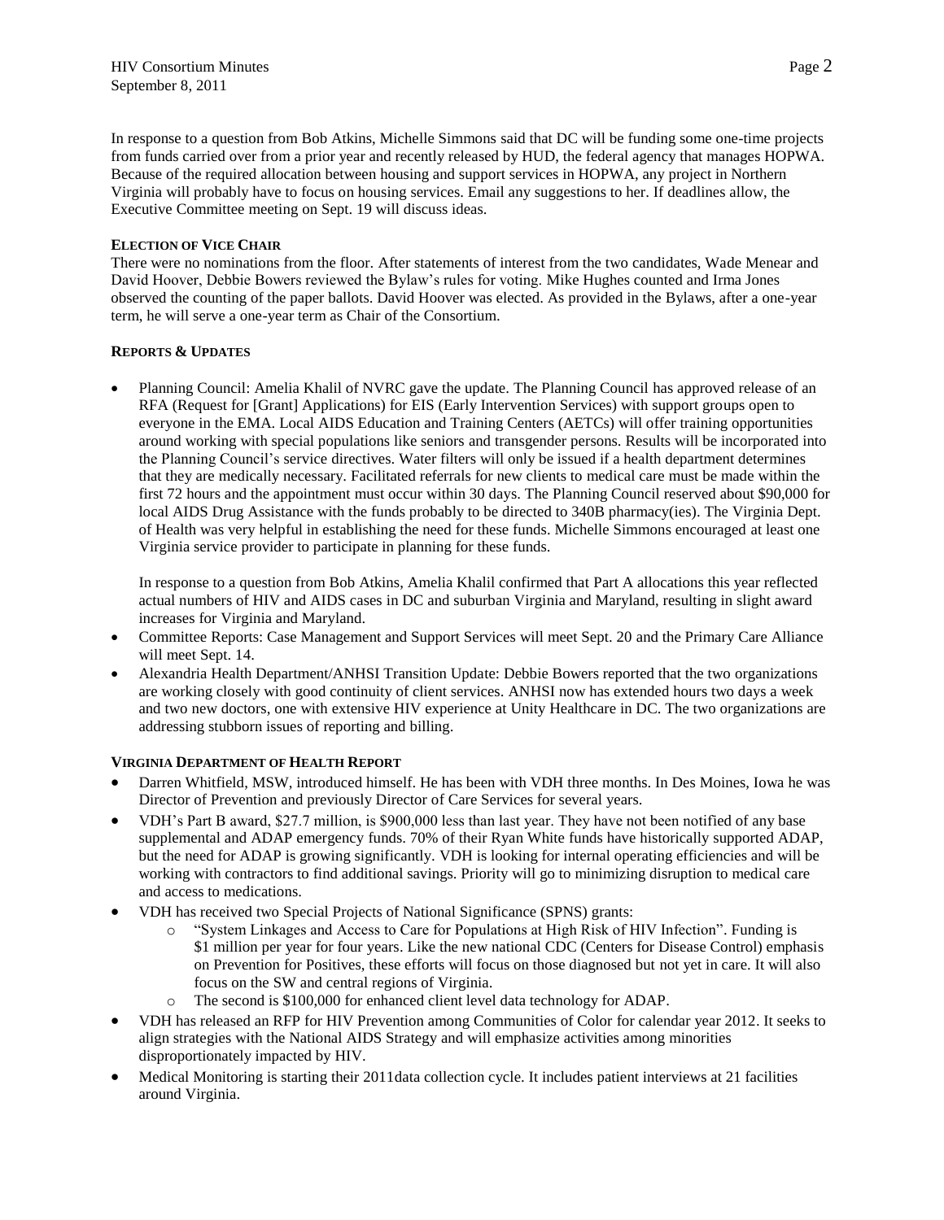In response to a question from Bob Atkins, Michelle Simmons said that DC will be funding some one-time projects from funds carried over from a prior year and recently released by HUD, the federal agency that manages HOPWA. Because of the required allocation between housing and support services in HOPWA, any project in Northern Virginia will probably have to focus on housing services. Email any suggestions to her. If deadlines allow, the Executive Committee meeting on Sept. 19 will discuss ideas.

### ELECTION OF VICE CHAIR

There were no nominations from the floor. After statements of interest from the two candidates, Wade Menear and David Hoover, Debbie Bowers reviewed the Bylaw's rules for voting. Mike Hughes counted and Irma Jones observed the counting of the paper ballots. David Hoover was elected. As provided in the Bylaws, after a one-year term, he will serve a one-year term as Chair of the Consortium.

### REPORTS & UPDATES

- Planning Council: Amelia Khalil of NVRC gave the update. The Planning Council has approved release of an RFA (Request for [Grant] Applications) for EIS (Early Intervention Services) with support groups open to everyone in the EMA. Local AIDS Education and Training Centers (AETCs) will offer training opportunities around working with special populations like seniors and transgender persons. Results will be incorporated into the Planning Council's service directives. Water filters will only be issued if a health department determines that they are medically necessary. Facilitated referrals for new clients to medical care must be made within the first 72 hours and the appointment must occur within 30 days. The Planning Council reserved about $90,000 for local AIDS Drug Assistance with the funds probably to be directed to 340B pharmacy(ies). The Virginia Dept. of Health was very helpful in establishing the need for these funds. Michelle Simmons encouraged at least one Virginia service provider to participate in planning for these funds.

  In response to a question from Bob Atkins, Amelia Khalil confirmed that Part A allocations this year reflected actual numbers of HIV and AIDS cases in DC and suburban Virginia and Maryland, resulting in slight award increases for Virginia and Maryland.
- Committee Reports: Case Management and Support Services will meet Sept. 20 and the Primary Care Alliance will meet Sept. 14.
- Alexandria Health Department/ANHSI Transition Update: Debbie Bowers reported that the two organizations are working closely with good continuity of client services. ANHSI now has extended hours two days a week and two new doctors, one with extensive HIV experience at Unity Healthcare in DC. The two organizations are addressing stubborn issues of reporting and billing.

### VIRGINIA DEPARTMENT OF HEALTH REPORT

- Darren Whitfield, MSW, introduced himself. He has been with VDH three months. In Des Moines, Iowa he was Director of Prevention and previously Director of Care Services for several years.
- VDH's Part B award, $27.7 million, is $900,000 less than last year. They have not been notified of any base supplemental and ADAP emergency funds. 70% of their Ryan White funds have historically supported ADAP, but the need for ADAP is growing significantly. VDH is looking for internal operating efficiencies and will be working with contractors to find additional savings. Priority will go to minimizing disruption to medical care and access to medications.
- VDH has received two Special Projects of National Significance (SPNS) grants:
  - "System Linkages and Access to Care for Populations at High Risk of HIV Infection". Funding is $1 million per year for four years. Like the new national CDC (Centers for Disease Control) emphasis on Prevention for Positives, these efforts will focus on those diagnosed but not yet in care. It will also focus on the SW and central regions of Virginia.
  - The second is $100,000 for enhanced client level data technology for ADAP.
- VDH has released an RFP for HIV Prevention among Communities of Color for calendar year 2012. It seeks to align strategies with the National AIDS Strategy and will emphasize activities among minorities disproportionately impacted by HIV.
- Medical Monitoring is starting their 2011data collection cycle. It includes patient interviews at 21 facilities around Virginia.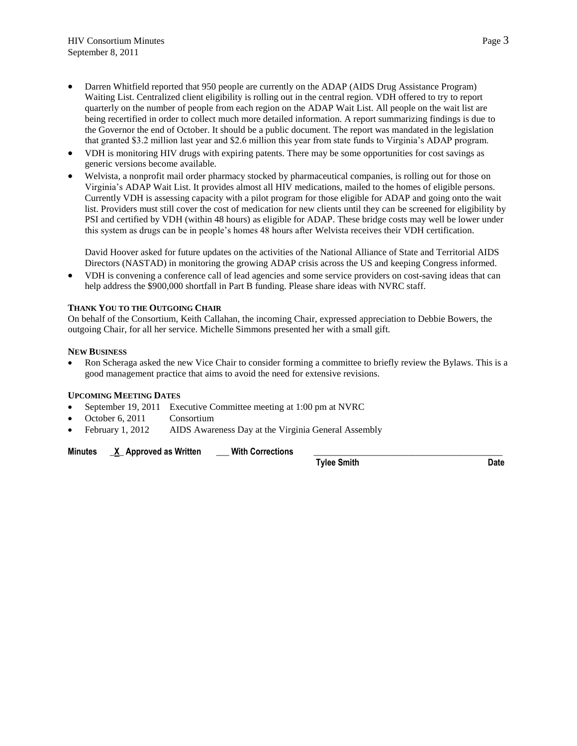- Darren Whitfield reported that 950 people are currently on the ADAP (AIDS Drug Assistance Program) Waiting List. Centralized client eligibility is rolling out in the central region. VDH offered to try to report quarterly on the number of people from each region on the ADAP Wait List. All people on the wait list are being recertified in order to collect much more detailed information. A report summarizing findings is due to the Governor the end of October. It should be a public document. The report was mandated in the legislation that granted $3.2 million last year and $2.6 million this year from state funds to Virginia's ADAP program.
- VDH is monitoring HIV drugs with expiring patents. There may be some opportunities for cost savings as generic versions become available.
- Welvista, a nonprofit mail order pharmacy stocked by pharmaceutical companies, is rolling out for those on Virginia's ADAP Wait List. It provides almost all HIV medications, mailed to the homes of eligible persons. Currently VDH is assessing capacity with a pilot program for those eligible for ADAP and going onto the wait list. Providers must still cover the cost of medication for new clients until they can be screened for eligibility by PSI and certified by VDH (within 48 hours) as eligible for ADAP. These bridge costs may well be lower under this system as drugs can be in people's homes 48 hours after Welvista receives their VDH certification.

  David Hoover asked for future updates on the activities of the National Alliance of State and Territorial AIDS Directors (NASTAD) in monitoring the growing ADAP crisis across the US and keeping Congress informed.
- VDH is convening a conference call of lead agencies and some service providers on cost-saving ideas that can help address the $900,000 shortfall in Part B funding. Please share ideas with NVRC staff.

### Thank You to the Outgoing Chair

On behalf of the Consortium, Keith Callahan, the incoming Chair, expressed appreciation to Debbie Bowers, the outgoing Chair, for all her service. Michelle Simmons presented her with a small gift.

### New Business

- Ron Scheraga asked the new Vice Chair to consider forming a committee to briefly review the Bylaws. This is a good management practice that aims to avoid the need for extensive revisions.

### Upcoming Meeting Dates

- September 19, 2011 Executive Committee meeting at 1:00 pm at NVRC
- October 6, 2011 Consortium
- February 1, 2012 AIDS Awareness Day at the Virginia General Assembly

**Minutes _X_ Approved as Written ___ With Corrections** ____________________________________________

**Tylee Smith Date**